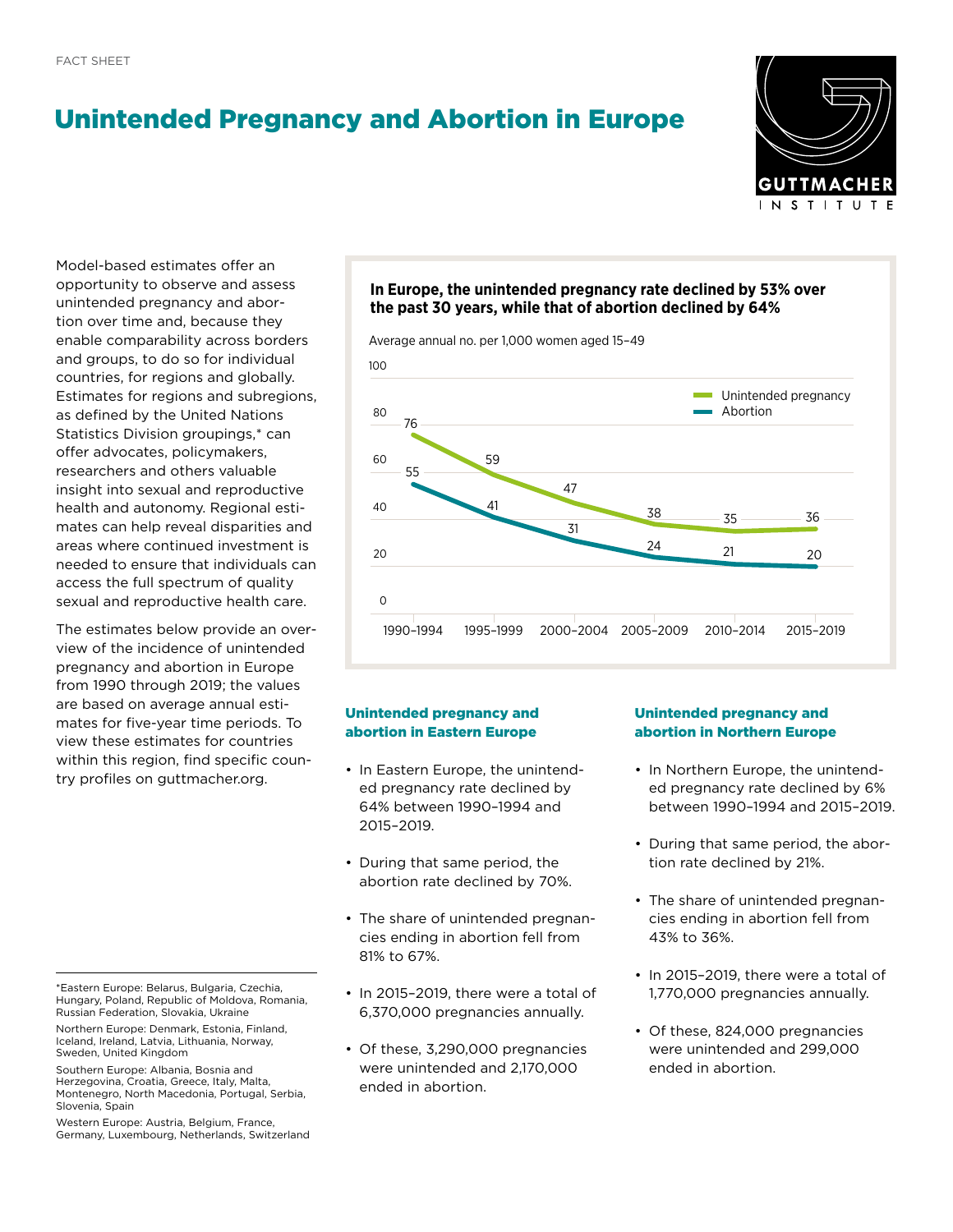FACT SHEET

# Unintended Pregnancy and Abortion in Europe

Model-based estimates offer an opportunity to observe and assess unintended pregnancy and abortion over time and, because they enable comparability across borders and groups, to do so for individual countries, for regions and globally. Estimates for regions and subregions, as defined by the United Nations Statistics Division groupings,* can offer advocates, policymakers, researchers and others valuable insight into sexual and reproductive health and autonomy. Regional estimates can help reveal disparities and areas where continued investment is needed to ensure that individuals can access the full spectrum of quality sexual and reproductive health care.

The estimates below provide an overview of the incidence of unintended pregnancy and abortion in Europe from 1990 through 2019; the values are based on average annual estimates for five-year time periods. To view these estimates for countries within this region, find specific country profiles on guttmacher.org.

**In Europe, the unintended pregnancy rate declined by 53% over the past 30 years, while that of abortion declined by 64%**

Average annual no. per 1,000 women aged 15–49

| | 1990–1994 | 1995–1999 | 2000–2004 | 2005–2009 | 2010–2014 | 2015–2019 |
|---|---|---|---|---|---|---|
| Unintended pregnancy | 76 | 59 | 47 | 38 | 35 | 36 |
| Abortion | 55 | 41 | 31 | 24 | 21 | 20 |

### Unintended pregnancy and abortion in Eastern Europe

- In Eastern Europe, the unintended pregnancy rate declined by 64% between 1990–1994 and 2015–2019.
- During that same period, the abortion rate declined by 70%.
- The share of unintended pregnancies ending in abortion fell from 81% to 67%.
- In 2015–2019, there were a total of 6,370,000 pregnancies annually.
- Of these, 3,290,000 pregnancies were unintended and 2,170,000 ended in abortion.

### Unintended pregnancy and abortion in Northern Europe

- In Northern Europe, the unintended pregnancy rate declined by 6% between 1990–1994 and 2015–2019.
- During that same period, the abortion rate declined by 21%.
- The share of unintended pregnancies ending in abortion fell from 43% to 36%.
- In 2015–2019, there were a total of 1,770,000 pregnancies annually.
- Of these, 824,000 pregnancies were unintended and 299,000 ended in abortion.

---

*Eastern Europe: Belarus, Bulgaria, Czechia, Hungary, Poland, Republic of Moldova, Romania, Russian Federation, Slovakia, Ukraine

Northern Europe: Denmark, Estonia, Finland, Iceland, Ireland, Latvia, Lithuania, Norway, Sweden, United Kingdom

Southern Europe: Albania, Bosnia and Herzegovina, Croatia, Greece, Italy, Malta, Montenegro, North Macedonia, Portugal, Serbia, Slovenia, Spain

Western Europe: Austria, Belgium, France, Germany, Luxembourg, Netherlands, Switzerland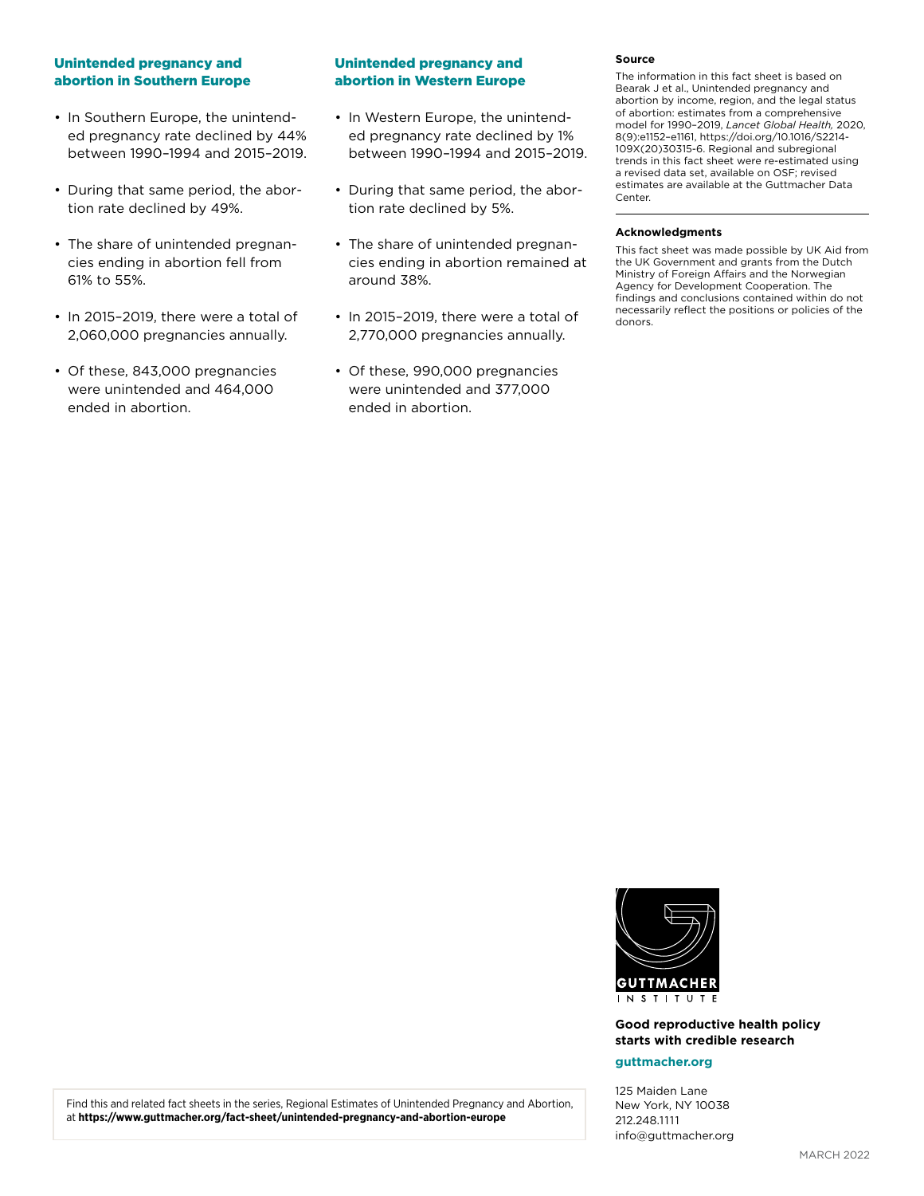## Unintended pregnancy and abortion in Southern Europe

- In Southern Europe, the unintended pregnancy rate declined by 44% between 1990–1994 and 2015–2019.
- During that same period, the abortion rate declined by 49%.
- The share of unintended pregnancies ending in abortion fell from 61% to 55%.
- In 2015–2019, there were a total of 2,060,000 pregnancies annually.
- Of these, 843,000 pregnancies were unintended and 464,000 ended in abortion.

## Unintended pregnancy and abortion in Western Europe

- In Western Europe, the unintended pregnancy rate declined by 1% between 1990–1994 and 2015–2019.
- During that same period, the abortion rate declined by 5%.
- The share of unintended pregnancies ending in abortion remained at around 38%.
- In 2015–2019, there were a total of 2,770,000 pregnancies annually.
- Of these, 990,000 pregnancies were unintended and 377,000 ended in abortion.

**Source**

The information in this fact sheet is based on Bearak J et al., Unintended pregnancy and abortion by income, region, and the legal status of abortion: estimates from a comprehensive model for 1990–2019, *Lancet Global Health,* 2020, 8(9):e1152–e1161, https://doi.org/10.1016/S2214-109X(20)30315-6. Regional and subregional trends in this fact sheet were re-estimated using a revised data set, available on OSF; revised estimates are available at the Guttmacher Data Center.

**Acknowledgments**

This fact sheet was made possible by UK Aid from the UK Government and grants from the Dutch Ministry of Foreign Affairs and the Norwegian Agency for Development Cooperation. The findings and conclusions contained within do not necessarily reflect the positions or policies of the donors.

Find this and related fact sheets in the series, Regional Estimates of Unintended Pregnancy and Abortion, at **https://www.guttmacher.org/fact-sheet/unintended-pregnancy-and-abortion-europe**

GUTTMACHER INSTITUTE

**Good reproductive health policy starts with credible research**

**guttmacher.org**

125 Maiden Lane
New York, NY 10038
212.248.1111
info@guttmacher.org

MARCH 2022